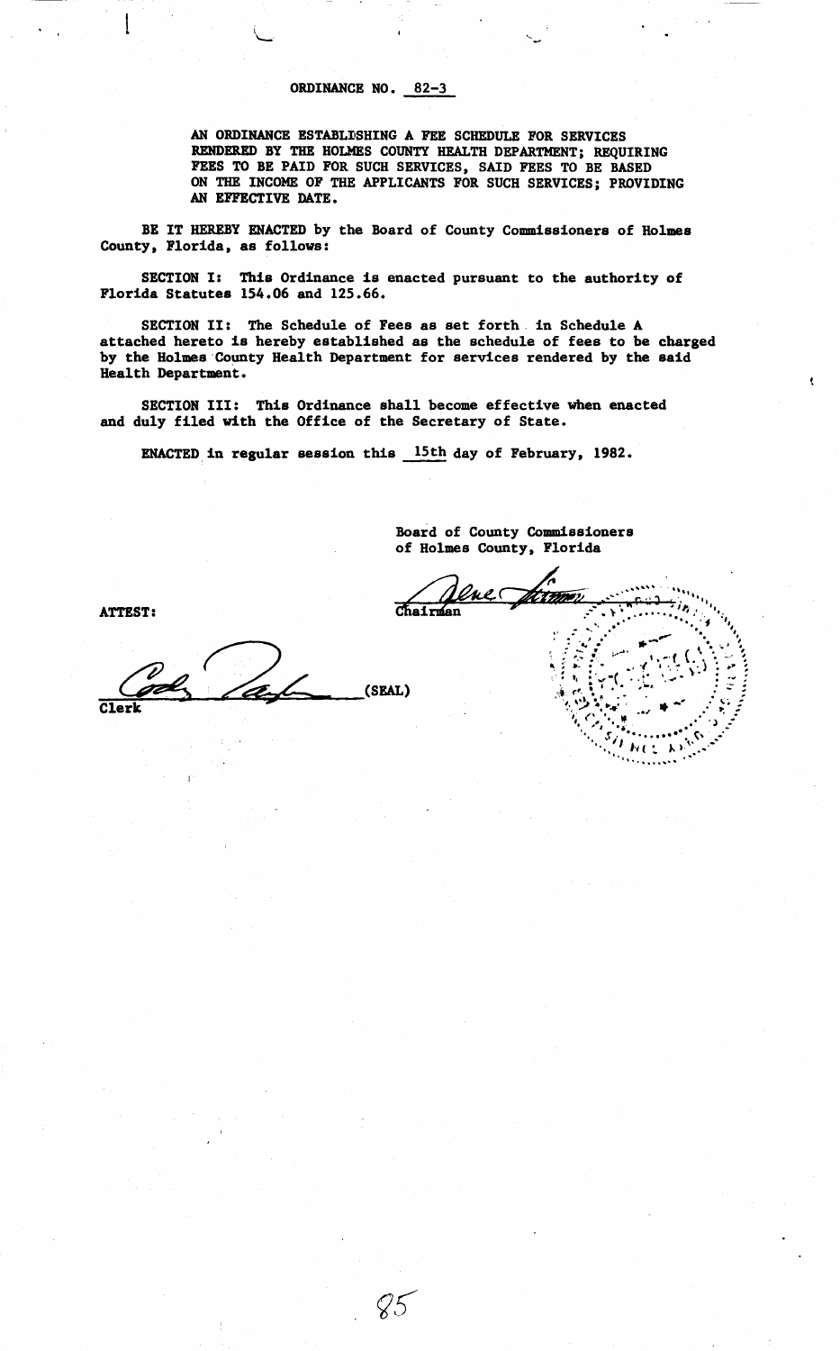# ORDINANCE NO. 82-3

**AN ORDINANCE ESTABLISHING A FEE SCHEDULE FOR SERVICES RENDERED BY THE HOLMES COUNTY HEALTH DEPARTMENT; REQUIRING FEES TO BE PAID FOR SUCH SERVICES, SAID FEES TO BE BASED ON THE INCOME OF THE APPLICANTS FOR SUCH SERVICES; PROVIDING AN EFFECTIVE DATE.**

**BE IT HEREBY ENACTED** by the Board of County Commissioners of Holmes County, Florida, as follows:

**SECTION I:** This Ordinance is enacted pursuant to the authority of Florida Statutes 154.06 and 125.66.

**SECTION II:** The Schedule of Fees as set forth in Schedule A attached hereto is hereby established as the schedule of fees to be charged by the Holmes County Health Department for services rendered by the said Health Department.

**SECTION III:** This Ordinance shall become effective when enacted and duly filed with the Office of the Secretary of State.

**ENACTED** in regular session this 15th day of February, 1982.

Board of County Commissioners
of Holmes County, Florida

Chairman

ATTEST:

Clerk (SEAL)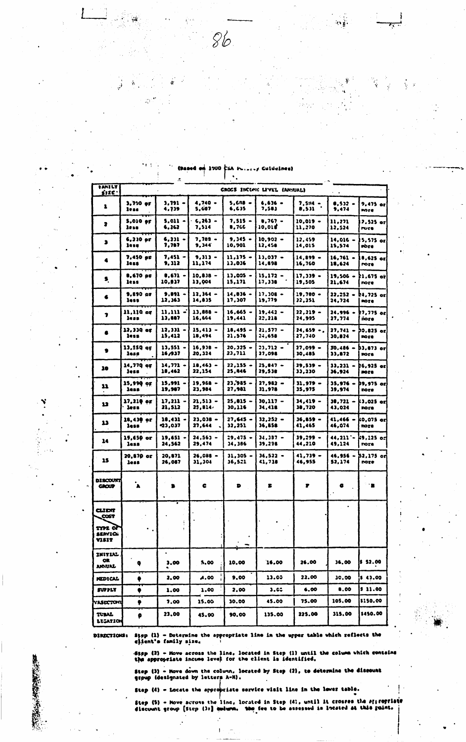(Based on 1980 CSA Poverty Guidelines)

| FAMILY SIZE | GROSS INCOME LEVEL (ANNUAL) | | | | | | | |
|---|---|---|---|---|---|---|---|---|
| 1 | 3,790 or less | 3,791 - 4,739 | 4,740 - 5,687 | 5,688 - 6,635 | 6,636 - 7,583 | 7,584 - 8,531 | 8,532 - 9,474 | 9,475 or more |
| 2 | 5,010 or less | 5,011 - 6,262 | 6,263 - 7,514 | 7,515 - 8,766 | 8,767 - 10,018 | 10,019 - 11,270 | 11,271 - 12,524 | 12,525 or more |
| 3 | 6,230 or less | 6,231 - 7,787 | 7,788 - 9,344 | 9,345 - 10,901 | 10,902 - 12,458 | 12,459 - 14,015 | 14,016 - 15,574 | 15,575 or more |
| 4 | 7,450 or less | 7,451 - 9,312 | 9,313 - 11,174 | 11,175 - 13,036 | 13,037 - 14,898 | 14,899 - 16,760 | 16,761 - 18,624 | 18,625 or more |
| 5 | 8,670 or less | 8,671 - 10,837 | 10,838 - 13,004 | 13,005 - 15,171 | 15,172 - 17,338 | 17,339 - 19,505 | 19,506 - 21,674 | 21,675 or more |
| 6 | 9,890 or less | 9,891 - 12,363 | 12,364 - 14,835 | 14,836 - 17,307 | 17,308 - 19,779 | 19,780 - 22,251 | 22,252 - 24,724 | 24,725 or more |
| 7 | 11,110 or less | 11,111 - 13,887 | 13,888 - 16,664 | 16,665 - 19,441 | 19,442 - 22,218 | 22,219 - 24,995 | 24,996 - 27,774 | 27,775 or more |
| 8 | 12,330 or less | 12,331 - 15,412 | 15,413 - 18,494 | 18,495 - 21,576 | 21,577 - 24,658 | 24,659 - 27,740 | 27,741 - 30,824 | 30,825 or more |
| 9 | 13,550 or less | 13,551 - 16,937 | 16,938 - 20,324 | 20,325 - 23,711 | 23,712 - 27,098 | 27,099 - 30,485 | 30,486 - 33,872 | 33,873 or more |
| 10 | 14,770 or less | 14,771 - 18,462 | 18,463 - 22,154 | 22,155 - 25,846 | 25,847 - 29,538 | 29,539 - 33,230 | 33,231 - 36,924 | 36,925 or more |
| 11 | 15,990 or less | 15,991 - 19,987 | 19,968 - 23,984 | 23,985 - 27,981 | 27,982 - 31,978 | 31,979 - 35,975 | 35,976 - 39,974 | 39,975 or more |
| 12 | 17,210 or less | 17,211 - 21,512 | 21,513 - 25,814 | 25,815 - 30,116 | 30,117 - 34,418 | 34,419 - 38,720 | 38,721 - 43,024 | 43,025 or more |
| 13 | 18,430 or less | 18,431 - 23,037 | 23,038 - 27,644 | 27,645 - 32,251 | 32,252 - 36,858 | 36,859 - 41,465 | 41,466 - 46,074 | 46,075 or more |
| 14 | 19,650 or less | 19,651 - 24,562 | 24,563 - 29,474 | 29,475 - 34,386 | 34,387 - 39,298 | 39,299 - 44,210 | 44,211 - 49,124 | 49,125 or more |
| 15 | 20,870 or less | 20,871 - 26,087 | 26,088 - 31,304 | 31,305 - 36,521 | 36,522 - 41,738 | 41,739 - 46,955 | 46,956 - 52,174 | 52,175 or more |
| DISCOUNT GROUP | A | B | C | D | E | F | G | H |
| CLIENT COST / TYPE OF SERVICE VISIT | | | | | | | | |
| INITIAL OR ANNUAL | 0 | 3.00 | 5.00 | 10.00 | 16.00 | 26.00 | 36.00 | $ 52.00 |
| MEDICAL | 0 | 2.00 | 4.00 | 9.00 | 13.00 | 22.00 | 30.00 | $ 43.00 |
| SUPPLY | 0 | 1.00 | 1.00 | 2.00 | 3.00 | 6.00 | 8.00 | $ 11.00 |
| VASECTOMY | 0 | 7.00 | 15.00 | 30.00 | 45.00 | 75.00 | 105.00 | $150.00 |
| TUBAL LIGATION | 0 | 23.00 | 45.00 | 90.00 | 135.00 | 225.00 | 315.00 | $450.00 |

DIRECTIONS: Step (1) - Determine the appropriate line in the upper table which reflects the client's family size.

Step (2) - Move across the line, located in Step (1) until the column which contains the appropriate income level for the client is identified.

Step (3) - Move down the column, located by Step (2), to determine the discount group (designated by letters A-H).

Step (4) - Locate the appropriate service visit line in the lower table.

Step (5) - Move across the line, located in Step (4), until it crosses the appropriate discount group [Step (3)] column. The fee to be assessed is located at this point.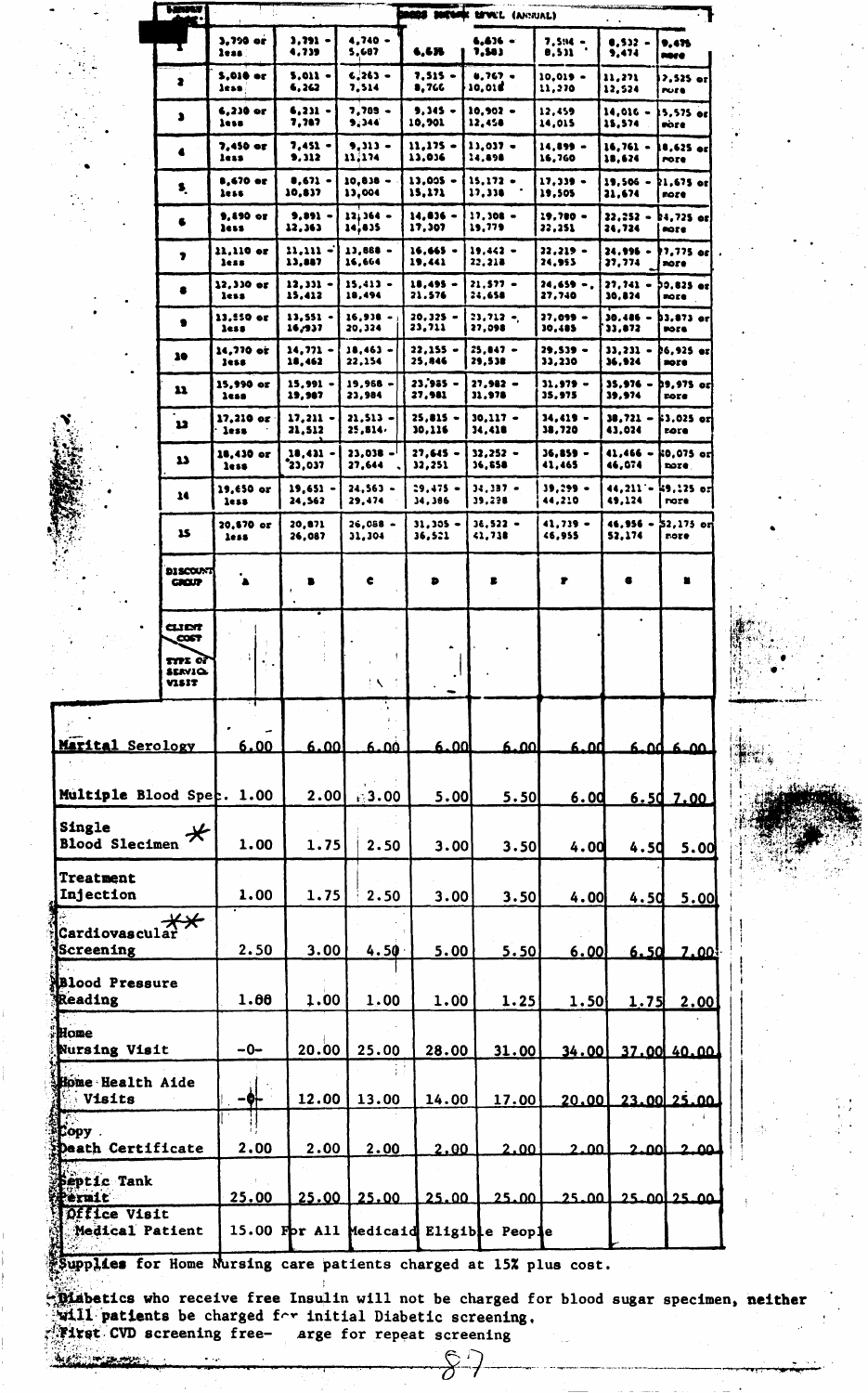| Family Size | Gross Income Level (Annual) | | | | | | | |
|---|---|---|---|---|---|---|---|---|
| 1 | 3,790 or less | 3,791 - 4,739 | 4,740 - 5,687 | 6,6?5 | 6,636 - 7,583 | 7,584 - 8,531 | 8,532 - 9,474 | 9,475 more |
| 2 | 5,010 or less | 5,011 - 6,262 | 6,263 - 7,514 | 7,515 - 8,766 | 8,767 - 10,018 | 10,019 - 11,270 | 11,271 12,524 | 12,525 or more |
| 3 | 6,230 or less | 6,231 - 7,787 | 7,788 - 9,344 | 9,345 - 10,901 | 10,902 - 12,458 | 12,459 14,015 | 14,016 - 15,574 | 15,575 or more |
| 4 | 7,450 or less | 7,451 - 9,312 | 9,313 - 11,174 | 11,175 - 13,036 | 13,037 - 14,898 | 14,899 - 16,760 | 16,761 - 18,624 | 18,625 or more |
| 5 | 8,670 or less | 8,671 - 10,837 | 10,838 - 13,004 | 13,005 - 15,171 | 15,172 - 17,338 | 17,339 - 19,505 | 19,506 - 21,674 | 21,675 or more |
| 6 | 9,890 or less | 9,891 - 12,363 | 12,364 - 14,835 | 14,836 - 17,307 | 17,308 - 19,779 | 19,780 - 22,251 | 22,252 - 24,724 | 24,725 or more |
| 7 | 11,110 or less | 11,111 - 13,887 | 13,888 - 16,664 | 16,665 - 19,441 | 19,442 - 22,218 | 22,219 - 24,995 | 24,996 - 27,774 | 27,775 or more |
| 8 | 12,330 or less | 12,331 - 15,412 | 15,413 - 18,494 | 18,495 - 21,576 | 21,577 - 24,658 | 24,659 - 27,740 | 27,741 - 30,824 | 30,825 or more |
| 9 | 13,550 or less | 13,551 - 16,937 | 16,938 - 20,324 | 20,325 - 23,711 | 23,712 - 27,098 | 27,099 - 30,485 | 30,486 - 33,872 | 33,873 or more |
| 10 | 14,770 or less | 14,771 - 18,462 | 18,463 - 22,154 | 22,155 - 25,846 | 25,847 - 29,538 | 29,539 - 33,230 | 33,231 - 36,924 | 36,925 or more |
| 11 | 15,990 or less | 15,991 - 19,987 | 19,988 - 23,984 | 23,985 - 27,981 | 27,982 - 31,978 | 31,979 - 35,975 | 35,976 - 39,974 | 39,975 or more |
| 12 | 17,210 or less | 17,211 - 21,512 | 21,513 - 25,814 | 25,815 - 30,116 | 30,117 - 34,418 | 34,419 - 38,720 | 38,721 - 43,024 | 43,025 or more |
| 13 | 18,430 or less | 18,431 - 23,037 | 23,038 - 27,644 | 27,645 - 32,251 | 32,252 - 36,858 | 36,859 - 41,465 | 41,466 - 46,074 | 46,075 or more |
| 14 | 19,650 or less | 19,651 - 24,562 | 24,563 - 29,474 | 29,475 - 34,386 | 34,387 - 39,298 | 39,299 - 44,210 | 44,211 - 49,124 | 49,125 or more |
| 15 | 20,870 or less | 20,871 26,087 | 26,088 - 31,304 | 31,305 - 36,521 | 36,522 - 41,738 | 41,739 - 46,955 | 46,956 - 52,174 | 52,175 or more |
| DISCOUNT GROUP | A | B | C | D | E | F | G | H |
| CLIENT COST / TYPE OF SERVICE VISIT | | | | | | | | |
| Marital Serology | 6.00 | 6.00 | 6.00 | 6.00 | 6.00 | 6.00 | 6.00 | 6.00 |
| Multiple Blood Spec. | 1.00 | 2.00 | 3.00 | 5.00 | 5.50 | 6.00 | 6.50 | 7.00 |
| Single Blood Slecimen * | 1.00 | 1.75 | 2.50 | 3.00 | 3.50 | 4.00 | 4.50 | 5.00 |
| Treatment Injection | 1.00 | 1.75 | 2.50 | 3.00 | 3.50 | 4.00 | 4.50 | 5.00 |
| Cardiovascular ** Screening | 2.50 | 3.00 | 4.50 | 5.00 | 5.50 | 6.00 | 6.50 | 7.00 |
| Blood Pressure Reading | 1.00 | 1.00 | 1.00 | 1.00 | 1.25 | 1.50 | 1.75 | 2.00 |
| Home Nursing Visit | -0- | 20.00 | 25.00 | 28.00 | 31.00 | 34.00 | 37.00 | 40.00 |
| Home Health Aide Visits | -0- | 12.00 | 13.00 | 14.00 | 17.00 | 20.00 | 23.00 | 25.00 |
| Copy Death Certificate | 2.00 | 2.00 | 2.00 | 2.00 | 2.00 | 2.00 | 2.00 | 2.00 |
| Septic Tank Permit | 25.00 | 25.00 | 25.00 | 25.00 | 25.00 | 25.00 | 25.00 | 25.00 |
| Office Visit Medical Patient | 15.00 For All Medicaid Eligible People | | | | | | | |

Supplies for Home Nursing care patients charged at 15% plus cost.

*Diabetics who receive free Insulin will not be charged for blood sugar specimen, neither will patients be charged for initial Diabetic screening.

**First CVD screening free- arge for repeat screening